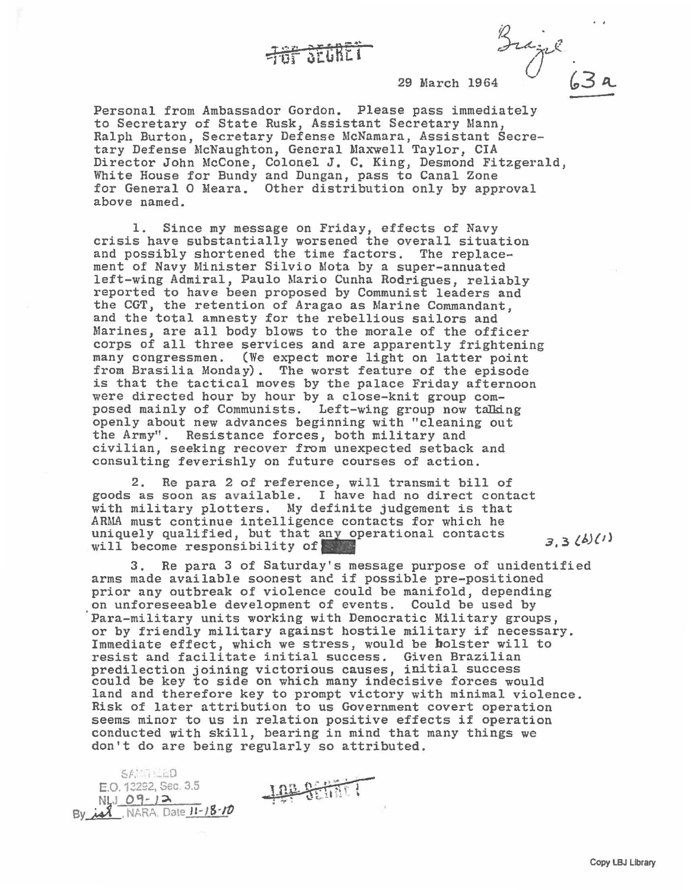TOP SECRET

Brazil

29 March 1964

63a

Personal from Ambassador Gordon. Please pass immediately to Secretary of State Rusk, Assistant Secretary Mann, Ralph Burton, Secretary Defense McNamara, Assistant Secretary Defense McNaughton, General Maxwell Taylor, CIA Director John McCone, Colonel J. C. King, Desmond Fitzgerald, White House for Bundy and Dungan, pass to Canal Zone for General O Meara. Other distribution only by approval above named.

1. Since my message on Friday, effects of Navy crisis have substantially worsened the overall situation and possibly shortened the time factors. The replacement of Navy Minister Silvio Mota by a super-annuated left-wing Admiral, Paulo Mario Cunha Rodrigues, reliably reported to have been proposed by Communist leaders and the CGT, the retention of Aragao as Marine Commandant, and the total amnesty for the rebellious sailors and Marines, are all body blows to the morale of the officer corps of all three services and are apparently frightening many congressmen. (We expect more light on latter point from Brasilia Monday). The worst feature of the episode is that the tactical moves by the palace Friday afternoon were directed hour by hour by a close-knit group composed mainly of Communists. Left-wing group now talking openly about new advances beginning with "cleaning out the Army". Resistance forces, both military and civilian, seeking recover from unexpected setback and consulting feverishly on future courses of action.

2. Re para 2 of reference, will transmit bill of goods as soon as available. I have had no direct contact with military plotters. My definite judgement is that ARMA must continue intelligence contacts for which he uniquely qualified, but that any operational contacts will become responsibility of [redacted] 3.3 (b)(1)

3. Re para 3 of Saturday's message purpose of unidentified arms made available soonest and if possible pre-positioned prior any outbreak of violence could be manifold, depending on unforeseeable development of events. Could be used by Para-military units working with Democratic Military groups, or by friendly military against hostile military if necessary. Immediate effect, which we stress, would be bolster will to resist and facilitate initial success. Given Brazilian predilection joining victorious causes, initial success could be key to side on which many indecisive forces would land and therefore key to prompt victory with minimal violence. Risk of later attribution to us Government covert operation seems minor to us in relation positive effects if operation conducted with skill, bearing in mind that many things we don't do are being regularly so attributed.

SANITIZED
E.O. 13292, Sec. 3.5
NLJ 09-12
By isl, NARA, Date 11-18-10

TOP SECRET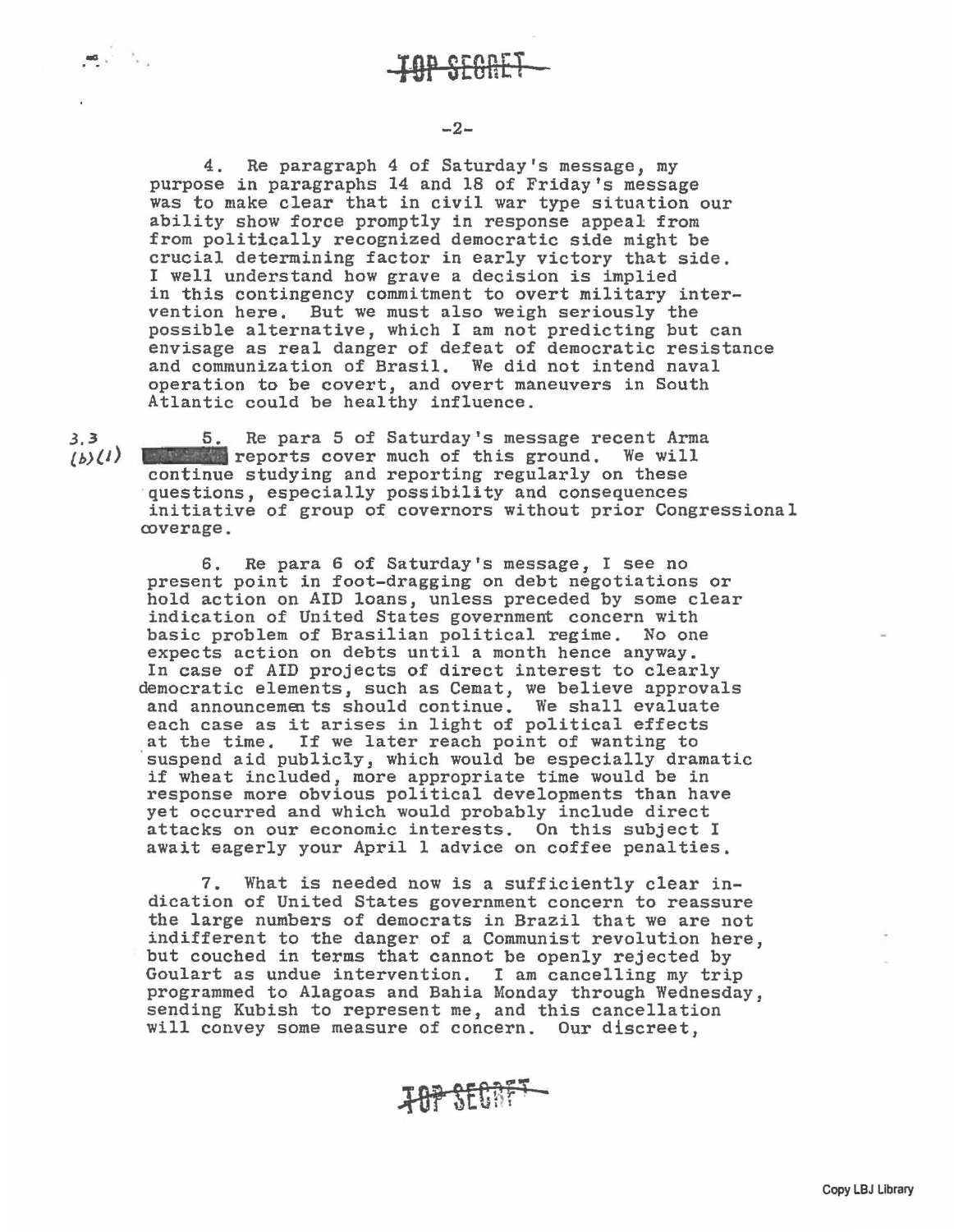TOP SECRET

4. Re paragraph 4 of Saturday's message, my purpose in paragraphs 14 and 18 of Friday's message was to make clear that in civil war type situation our ability show force promptly in response appeal from from politically recognized democratic side might be crucial determining factor in early victory that side. I well understand how grave a decision is implied in this contingency commitment to overt military intervention here. But we must also weigh seriously the possible alternative, which I am not predicting but can envisage as real danger of defeat of democratic resistance and communization of Brasil. We did not intend naval operation to be covert, and overt maneuvers in South Atlantic could be healthy influence.

3.3 (b)(1) 5. Re para 5 of Saturday's message recent Arma [redacted] reports cover much of this ground. We will continue studying and reporting regularly on these questions, especially possibility and consequences initiative of group of covernors without prior Congressional coverage.

6. Re para 6 of Saturday's message, I see no present point in foot-dragging on debt negotiations or hold action on AID loans, unless preceded by some clear indication of United States government concern with basic problem of Brasilian political regime. No one expects action on debts until a month hence anyway. In case of AID projects of direct interest to clearly democratic elements, such as Cemat, we believe approvals and announcements should continue. We shall evaluate each case as it arises in light of political effects at the time. If we later reach point of wanting to suspend aid publicly, which would be especially dramatic if wheat included, more appropriate time would be in response more obvious political developments than have yet occurred and which would probably include direct attacks on our economic interests. On this subject I await eagerly your April 1 advice on coffee penalties.

7. What is needed now is a sufficiently clear indication of United States government concern to reassure the large numbers of democrats in Brazil that we are not indifferent to the danger of a Communist revolution here, but couched in terms that cannot be openly rejected by Goulart as undue intervention. I am cancelling my trip programmed to Alagoas and Bahia Monday through Wednesday, sending Kubish to represent me, and this cancellation will convey some measure of concern. Our discreet,

TOP SECRET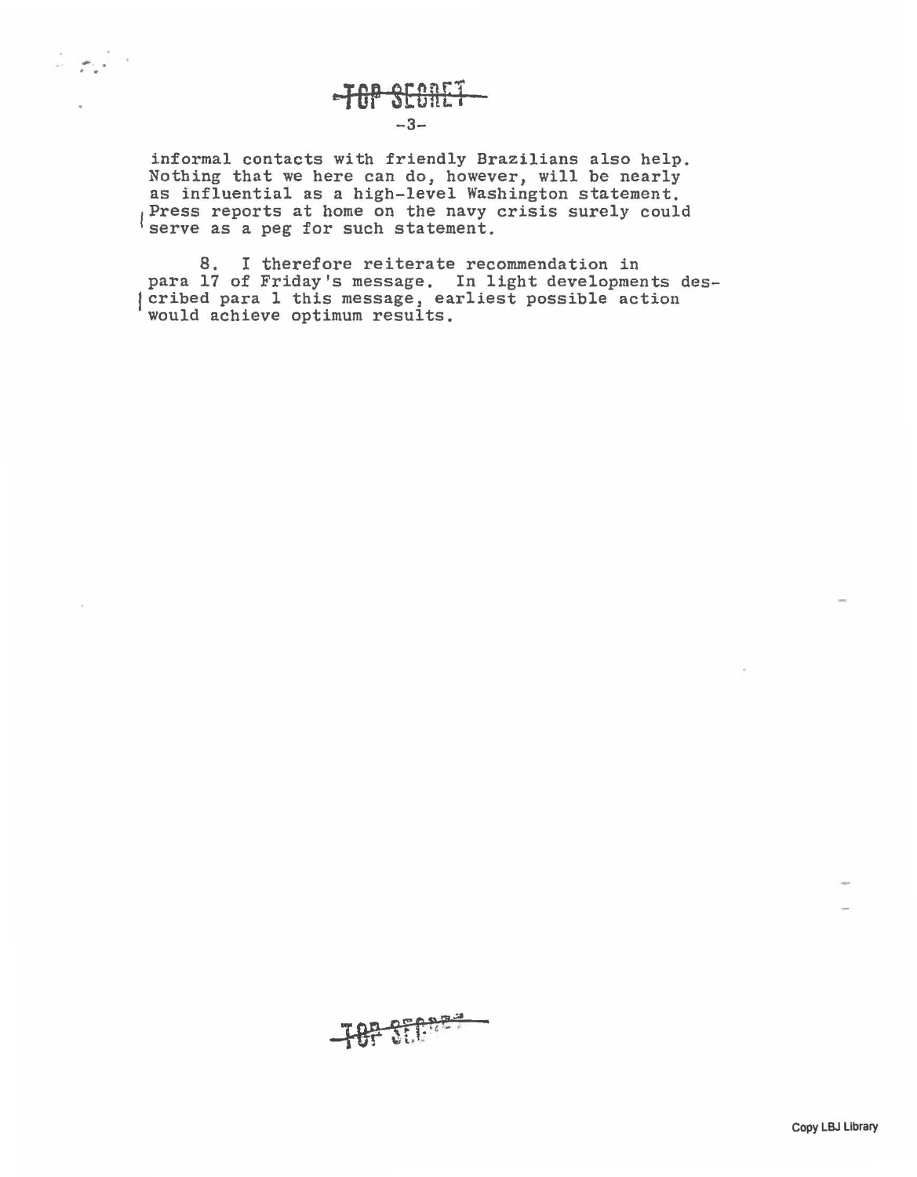TOP SECRET

informal contacts with friendly Brazilians also help. Nothing that we here can do, however, will be nearly as influential as a high-level Washington statement. Press reports at home on the navy crisis surely could serve as a peg for such statement.

8. I therefore reiterate recommendation in para 17 of Friday's message. In light developments described para 1 this message, earliest possible action would achieve optimum results.

TOP SECRET

Copy LBJ Library